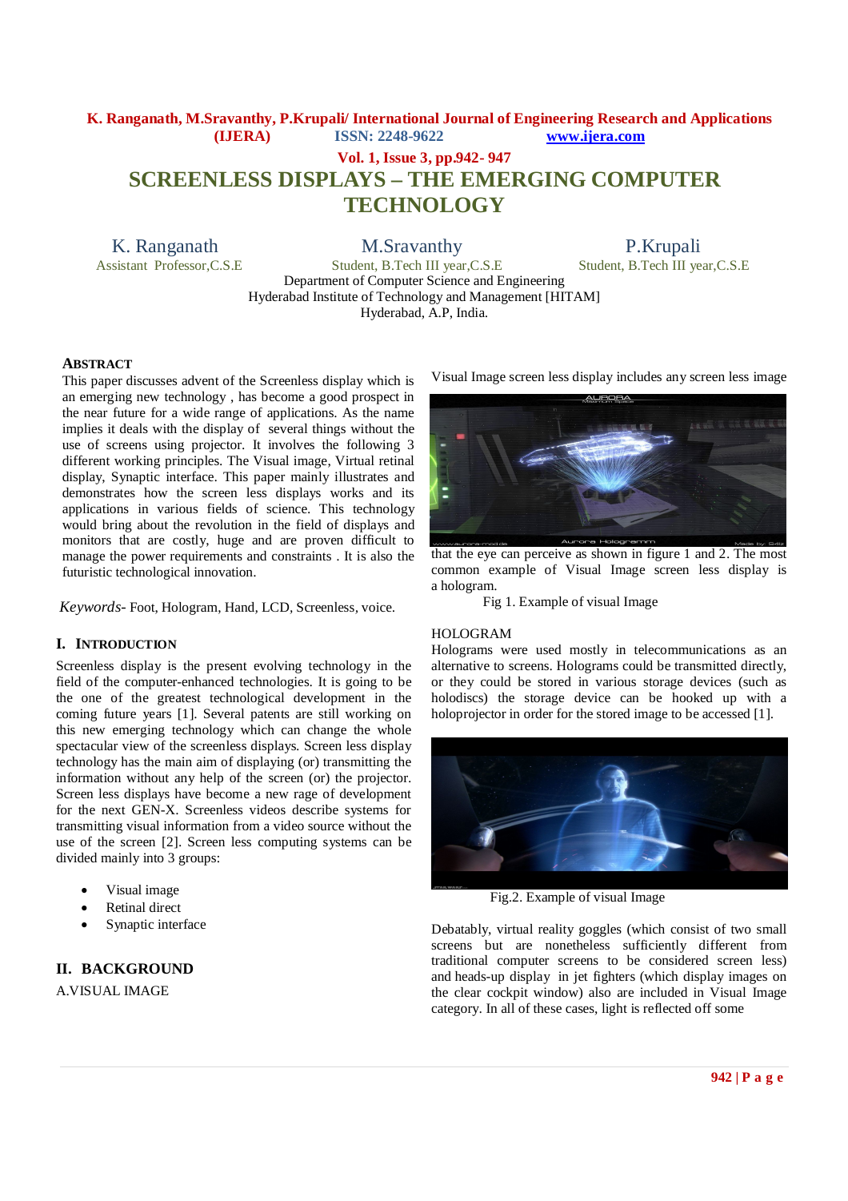# SCREENLESS DISPLAYS – THE EMERGING COMPUTER TECHNOLOGY

**K. Ranganath**
Assistant Professor, C.S.E

**M.Sravanthy**
Student, B.Tech III year, C.S.E

**P.Krupali**
Student, B.Tech III year, C.S.E

Department of Computer Science and Engineering
Hyderabad Institute of Technology and Management [HITAM]
Hyderabad, A.P, India.

## ABSTRACT

This paper discusses advent of the Screenless display which is an emerging new technology , has become a good prospect in the near future for a wide range of applications. As the name implies it deals with the display of several things without the use of screens using projector. It involves the following 3 different working principles. The Visual image, Virtual retinal display, Synaptic interface. This paper mainly illustrates and demonstrates how the screen less displays works and its applications in various fields of science. This technology would bring about the revolution in the field of displays and monitors that are costly, huge and are proven difficult to manage the power requirements and constraints . It is also the futuristic technological innovation.

*Keywords*- Foot, Hologram, Hand, LCD, Screenless, voice.

## I. INTRODUCTION

Screenless display is the present evolving technology in the field of the computer-enhanced technologies. It is going to be the one of the greatest technological development in the coming future years [1]. Several patents are still working on this new emerging technology which can change the whole spectacular view of the screenless displays. Screen less display technology has the main aim of displaying (or) transmitting the information without any help of the screen (or) the projector. Screen less displays have become a new rage of development for the next GEN-X. Screenless videos describe systems for transmitting visual information from a video source without the use of the screen [2]. Screen less computing systems can be divided mainly into 3 groups:

- Visual image
- Retinal direct
- Synaptic interface

## II. BACKGROUND

A.VISUAL IMAGE

Visual Image screen less display includes any screen less image that the eye can perceive as shown in figure 1 and 2. The most common example of Visual Image screen less display is a hologram.

Fig 1. Example of visual Image

HOLOGRAM

Holograms were used mostly in telecommunications as an alternative to screens. Holograms could be transmitted directly, or they could be stored in various storage devices (such as holodiscs) the storage device can be hooked up with a holoprojector in order for the stored image to be accessed [1].

Fig.2. Example of visual Image

Debatably, virtual reality goggles (which consist of two small screens but are nonetheless sufficiently different from traditional computer screens to be considered screen less) and heads-up display in jet fighters (which display images on the clear cockpit window) also are included in Visual Image category. In all of these cases, light is reflected off some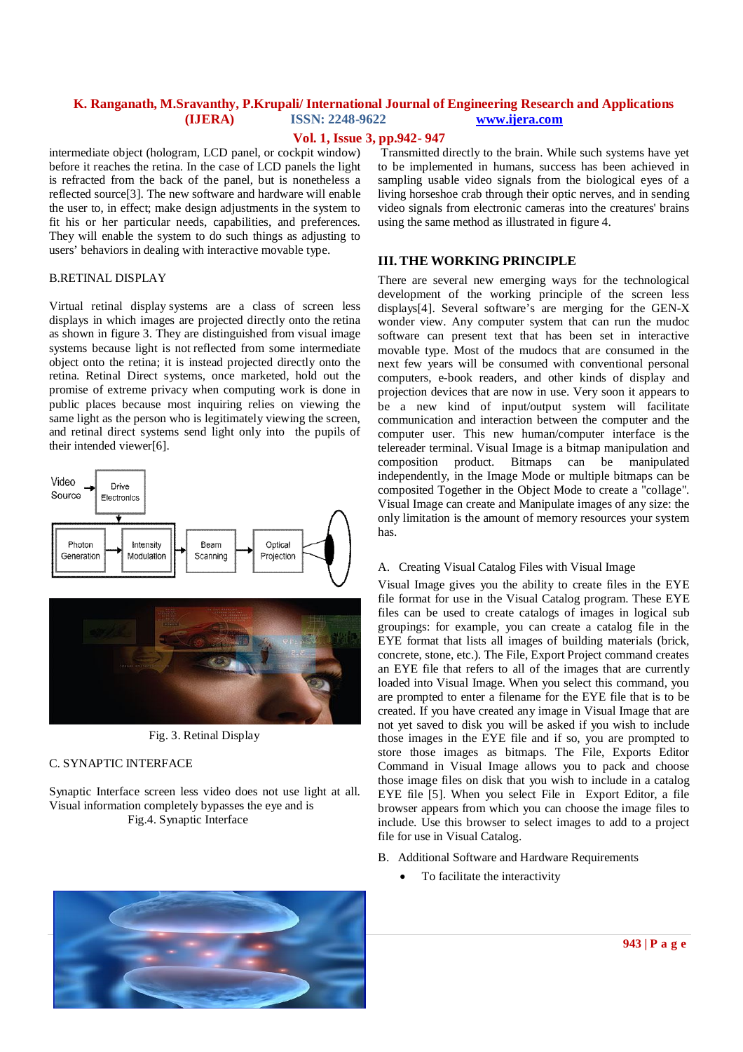intermediate object (hologram, LCD panel, or cockpit window) before it reaches the retina. In the case of LCD panels the light is refracted from the back of the panel, but is nonetheless a reflected source[3]. The new software and hardware will enable the user to, in effect; make design adjustments in the system to fit his or her particular needs, capabilities, and preferences. They will enable the system to do such things as adjusting to users' behaviors in dealing with interactive movable type.

### B.RETINAL DISPLAY

Virtual retinal display systems are a class of screen less displays in which images are projected directly onto the retina as shown in figure 3. They are distinguished from visual image systems because light is not reflected from some intermediate object onto the retina; it is instead projected directly onto the retina. Retinal Direct systems, once marketed, hold out the promise of extreme privacy when computing work is done in public places because most inquiring relies on viewing the same light as the person who is legitimately viewing the screen, and retinal direct systems send light only into the pupils of their intended viewer[6].

Fig. 3. Retinal Display

### C. SYNAPTIC INTERFACE

Synaptic Interface screen less video does not use light at all. Visual information completely bypasses the eye and is Transmitted directly to the brain. While such systems have yet to be implemented in humans, success has been achieved in sampling usable video signals from the biological eyes of a living horseshoe crab through their optic nerves, and in sending video signals from electronic cameras into the creatures' brains using the same method as illustrated in figure 4.

Fig.4. Synaptic Interface

## III. THE WORKING PRINCIPLE

There are several new emerging ways for the technological development of the working principle of the screen less displays[4]. Several software's are merging for the GEN-X wonder view. Any computer system that can run the mudoc software can present text that has been set in interactive movable type. Most of the mudocs that are consumed in the next few years will be consumed with conventional personal computers, e-book readers, and other kinds of display and projection devices that are now in use. Very soon it appears to be a new kind of input/output system will facilitate communication and interaction between the computer and the computer user. This new human/computer interface is the telereader terminal. Visual Image is a bitmap manipulation and composition product. Bitmaps can be manipulated independently, in the Image Mode or multiple bitmaps can be composited Together in the Object Mode to create a "collage". Visual Image can create and Manipulate images of any size: the only limitation is the amount of memory resources your system has.

### A. Creating Visual Catalog Files with Visual Image

Visual Image gives you the ability to create files in the EYE file format for use in the Visual Catalog program. These EYE files can be used to create catalogs of images in logical sub groupings: for example, you can create a catalog file in the EYE format that lists all images of building materials (brick, concrete, stone, etc.). The File, Export Project command creates an EYE file that refers to all of the images that are currently loaded into Visual Image. When you select this command, you are prompted to enter a filename for the EYE file that is to be created. If you have created any image in Visual Image that are not yet saved to disk you will be asked if you wish to include those images in the EYE file and if so, you are prompted to store those images as bitmaps. The File, Exports Editor Command in Visual Image allows you to pack and choose those image files on disk that you wish to include in a catalog EYE file [5]. When you select File in Export Editor, a file browser appears from which you can choose the image files to include. Use this browser to select images to add to a project file for use in Visual Catalog.

### B. Additional Software and Hardware Requirements

- To facilitate the interactivity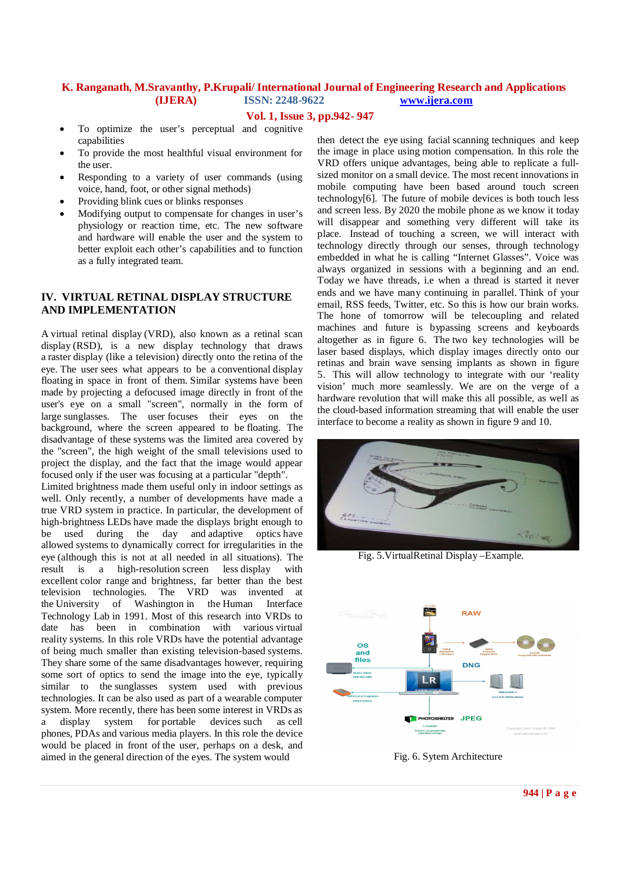- To optimize the user's perceptual and cognitive capabilities
- To provide the most healthful visual environment for the user.
- Responding to a variety of user commands (using voice, hand, foot, or other signal methods)
- Providing blink cues or blinks responses
- Modifying output to compensate for changes in user's physiology or reaction time, etc. The new software and hardware will enable the user and the system to better exploit each other's capabilities and to function as a fully integrated team.

## IV. VIRTUAL RETINAL DISPLAY STRUCTURE AND IMPLEMENTATION

A virtual retinal display (VRD), also known as a retinal scan display (RSD), is a new display technology that draws a raster display (like a television) directly onto the retina of the eye. The user sees what appears to be a conventional display floating in space in front of them. Similar systems have been made by projecting a defocused image directly in front of the user's eye on a small "screen", normally in the form of large sunglasses. The user focuses their eyes on the background, where the screen appeared to be floating. The disadvantage of these systems was the limited area covered by the "screen", the high weight of the small televisions used to project the display, and the fact that the image would appear focused only if the user was focusing at a particular "depth".

Limited brightness made them useful only in indoor settings as well. Only recently, a number of developments have made a true VRD system in practice. In particular, the development of high-brightness LEDs have made the displays bright enough to be used during the day and adaptive optics have allowed systems to dynamically correct for irregularities in the eye (although this is not at all needed in all situations). The result is a high-resolution screen less display with excellent color range and brightness, far better than the best television technologies. The VRD was invented at the University of Washington in the Human Interface Technology Lab in 1991. Most of this research into VRDs to date has been in combination with various virtual reality systems. In this role VRDs have the potential advantage of being much smaller than existing television-based systems. They share some of the same disadvantages however, requiring some sort of optics to send the image into the eye, typically similar to the sunglasses system used with previous technologies. It can be also used as part of a wearable computer system. More recently, there has been some interest in VRDs as a display system for portable devices such as cell phones, PDAs and various media players. In this role the device would be placed in front of the user, perhaps on a desk, and aimed in the general direction of the eyes. The system would then detect the eye using facial scanning techniques and keep the image in place using motion compensation. In this role the VRD offers unique advantages, being able to replicate a full-sized monitor on a small device. The most recent innovations in mobile computing have been based around touch screen technology[6]. The future of mobile devices is both touch less and screen less. By 2020 the mobile phone as we know it today will disappear and something very different will take its place. Instead of touching a screen, we will interact with technology directly through our senses, through technology embedded in what he is calling "Internet Glasses". Voice was always organized in sessions with a beginning and an end. Today we have threads, i.e when a thread is started it never ends and we have many continuing in parallel. Think of your email, RSS feeds, Twitter, etc. So this is how our brain works. The hone of tomorrow will be telecoupling and related machines and future is bypassing screens and keyboards altogether as in figure 6. The two key technologies will be laser based displays, which display images directly onto our retinas and brain wave sensing implants as shown in figure 5. This will allow technology to integrate with our 'reality vision' much more seamlessly. We are on the verge of a hardware revolution that will make this all possible, as well as the cloud-based information streaming that will enable the user interface to become a reality as shown in figure 9 and 10.

Fig. 5.VirtualRetinal Display –Example.

Fig. 6. Sytem Architecture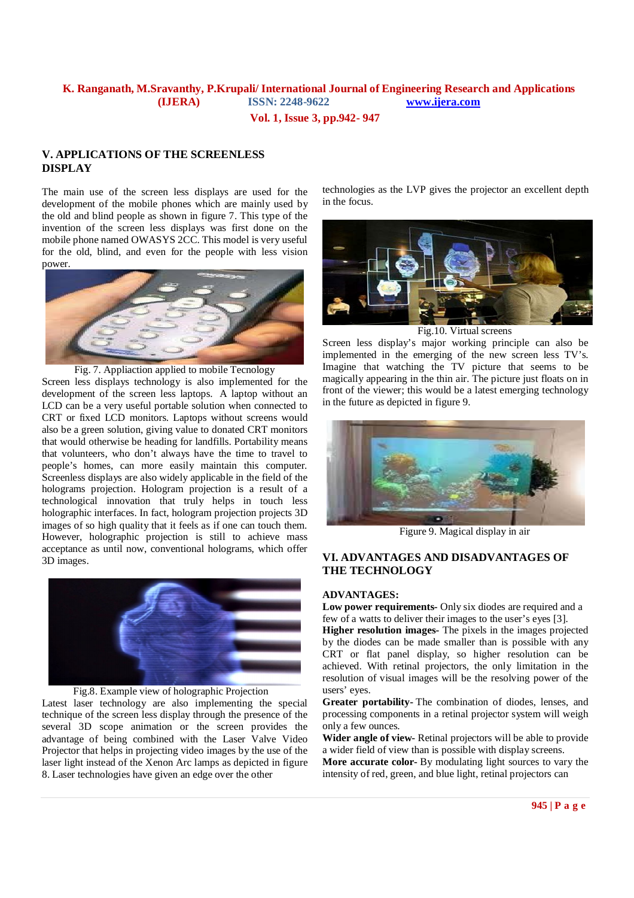## V. APPLICATIONS OF THE SCREENLESS DISPLAY

The main use of the screen less displays are used for the development of the mobile phones which are mainly used by the old and blind people as shown in figure 7. This type of the invention of the screen less displays was first done on the mobile phone named OWASYS 2CC. This model is very useful for the old, blind, and even for the people with less vision power.

Fig. 7. Appliaction applied to mobile Tecnology

Screen less displays technology is also implemented for the development of the screen less laptops. A laptop without an LCD can be a very useful portable solution when connected to CRT or fixed LCD monitors. Laptops without screens would also be a green solution, giving value to donated CRT monitors that would otherwise be heading for landfills. Portability means that volunteers, who don't always have the time to travel to people's homes, can more easily maintain this computer. Screenless displays are also widely applicable in the field of the holograms projection. Hologram projection is a result of a technological innovation that truly helps in touch less holographic interfaces. In fact, hologram projection projects 3D images of so high quality that it feels as if one can touch them. However, holographic projection is still to achieve mass acceptance as until now, conventional holograms, which offer 3D images.

Fig.8. Example view of holographic Projection

Latest laser technology are also implementing the special technique of the screen less display through the presence of the several 3D scope animation or the screen provides the advantage of being combined with the Laser Valve Video Projector that helps in projecting video images by the use of the laser light instead of the Xenon Arc lamps as depicted in figure 8. Laser technologies have given an edge over the other technologies as the LVP gives the projector an excellent depth in the focus.

Fig.10. Virtual screens

Screen less display's major working principle can also be implemented in the emerging of the new screen less TV's. Imagine that watching the TV picture that seems to be magically appearing in the thin air. The picture just floats on in front of the viewer; this would be a latest emerging technology in the future as depicted in figure 9.

Figure 9. Magical display in air

## VI. ADVANTAGES AND DISADVANTAGES OF THE TECHNOLOGY

### ADVANTAGES:

**Low power requirements-** Only six diodes are required and a few of a watts to deliver their images to the user's eyes [3].

**Higher resolution images-** The pixels in the images projected by the diodes can be made smaller than is possible with any CRT or flat panel display, so higher resolution can be achieved. With retinal projectors, the only limitation in the resolution of visual images will be the resolving power of the users' eyes.

**Greater portability-** The combination of diodes, lenses, and processing components in a retinal projector system will weigh only a few ounces.

**Wider angle of view-** Retinal projectors will be able to provide a wider field of view than is possible with display screens.

**More accurate color-** By modulating light sources to vary the intensity of red, green, and blue light, retinal projectors can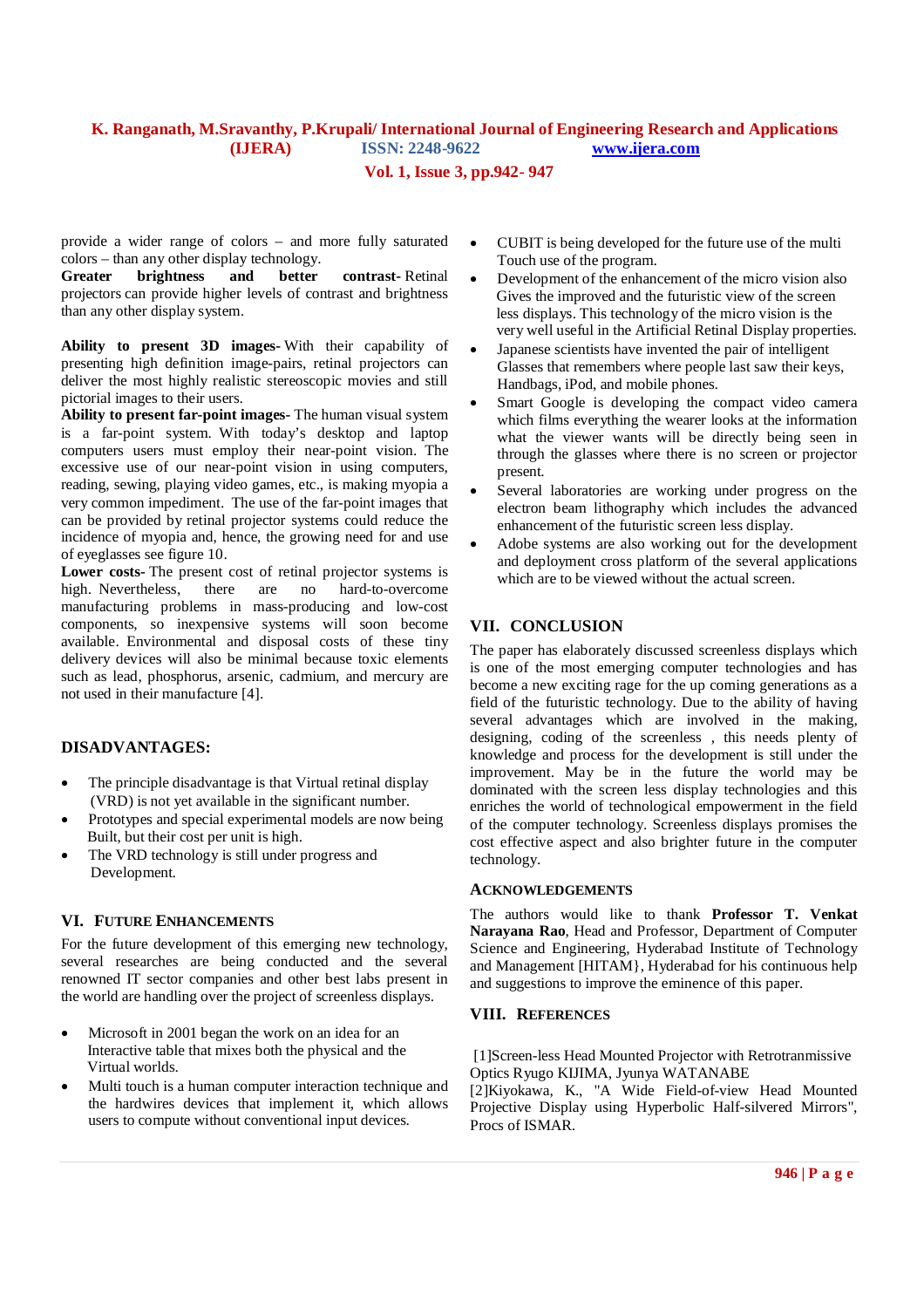provide a wider range of colors – and more fully saturated colors – than any other display technology.

**Greater brightness and better contrast**- Retinal projectors can provide higher levels of contrast and brightness than any other display system.

**Ability to present 3D images**- With their capability of presenting high definition image-pairs, retinal projectors can deliver the most highly realistic stereoscopic movies and still pictorial images to their users.

**Ability to present far-point images**- The human visual system is a far-point system. With today's desktop and laptop computers users must employ their near-point vision. The excessive use of our near-point vision in using computers, reading, sewing, playing video games, etc., is making myopia a very common impediment. The use of the far-point images that can be provided by retinal projector systems could reduce the incidence of myopia and, hence, the growing need for and use of eyeglasses see figure 10.

**Lower costs**- The present cost of retinal projector systems is high. Nevertheless, there are no hard-to-overcome manufacturing problems in mass-producing and low-cost components, so inexpensive systems will soon become available. Environmental and disposal costs of these tiny delivery devices will also be minimal because toxic elements such as lead, phosphorus, arsenic, cadmium, and mercury are not used in their manufacture [4].

### DISADVANTAGES:

- The principle disadvantage is that Virtual retinal display (VRD) is not yet available in the significant number.
- Prototypes and special experimental models are now being Built, but their cost per unit is high.
- The VRD technology is still under progress and Development.

## VI. FUTURE ENHANCEMENTS

For the future development of this emerging new technology, several researches are being conducted and the several renowned IT sector companies and other best labs present in the world are handling over the project of screenless displays.

- Microsoft in 2001 began the work on an idea for an Interactive table that mixes both the physical and the Virtual worlds.
- Multi touch is a human computer interaction technique and the hardwires devices that implement it, which allows users to compute without conventional input devices.
- CUBIT is being developed for the future use of the multi Touch use of the program.
- Development of the enhancement of the micro vision also Gives the improved and the futuristic view of the screen less displays. This technology of the micro vision is the very well useful in the Artificial Retinal Display properties.
- Japanese scientists have invented the pair of intelligent Glasses that remembers where people last saw their keys, Handbags, iPod, and mobile phones.
- Smart Google is developing the compact video camera which films everything the wearer looks at the information what the viewer wants will be directly being seen in through the glasses where there is no screen or projector present.
- Several laboratories are working under progress on the electron beam lithography which includes the advanced enhancement of the futuristic screen less display.
- Adobe systems are also working out for the development and deployment cross platform of the several applications which are to be viewed without the actual screen.

## VII. CONCLUSION

The paper has elaborately discussed screenless displays which is one of the most emerging computer technologies and has become a new exciting rage for the up coming generations as a field of the futuristic technology. Due to the ability of having several advantages which are involved in the making, designing, coding of the screenless , this needs plenty of knowledge and process for the development is still under the improvement. May be in the future the world may be dominated with the screen less display technologies and this enriches the world of technological empowerment in the field of the computer technology. Screenless displays promises the cost effective aspect and also brighter future in the computer technology.

### ACKNOWLEDGEMENTS

The authors would like to thank **Professor T. Venkat Narayana Rao**, Head and Professor, Department of Computer Science and Engineering, Hyderabad Institute of Technology and Management [HITAM}, Hyderabad for his continuous help and suggestions to improve the eminence of this paper.

## VIII. REFERENCES

[1]Screen-less Head Mounted Projector with Retrotranmissive Optics Ryugo KIJIMA, Jyunya WATANABE

[2]Kiyokawa, K., "A Wide Field-of-view Head Mounted Projective Display using Hyperbolic Half-silvered Mirrors", Procs of ISMAR.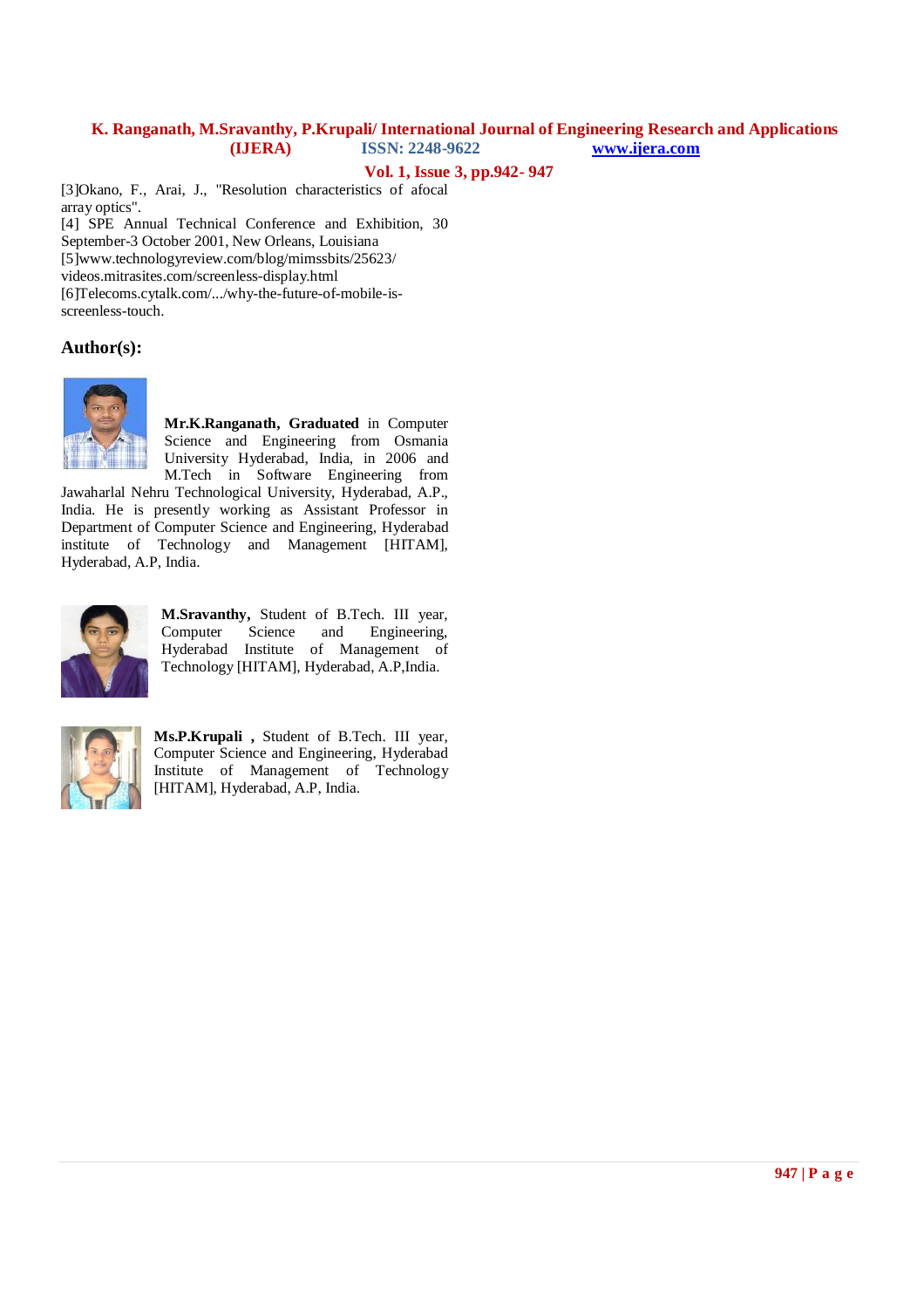[3]Okano, F., Arai, J., "Resolution characteristics of afocal array optics".
[4] SPE Annual Technical Conference and Exhibition, 30 September-3 October 2001, New Orleans, Louisiana
[5]www.technologyreview.com/blog/mimssbits/25623/ videos.mitrasites.com/screenless-display.html
[6]Telecoms.cytalk.com/.../why-the-future-of-mobile-is-screenless-touch.

## Author(s):

**Mr.K.Ranganath, Graduated** in Computer Science and Engineering from Osmania University Hyderabad, India, in 2006 and M.Tech in Software Engineering from Jawaharlal Nehru Technological University, Hyderabad, A.P., India. He is presently working as Assistant Professor in Department of Computer Science and Engineering, Hyderabad institute of Technology and Management [HITAM], Hyderabad, A.P, India.

**M.Sravanthy,** Student of B.Tech. III year, Computer Science and Engineering, Hyderabad Institute of Management of Technology [HITAM], Hyderabad, A.P,India.

**Ms.P.Krupali ,** Student of B.Tech. III year, Computer Science and Engineering, Hyderabad Institute of Management of Technology [HITAM], Hyderabad, A.P, India.